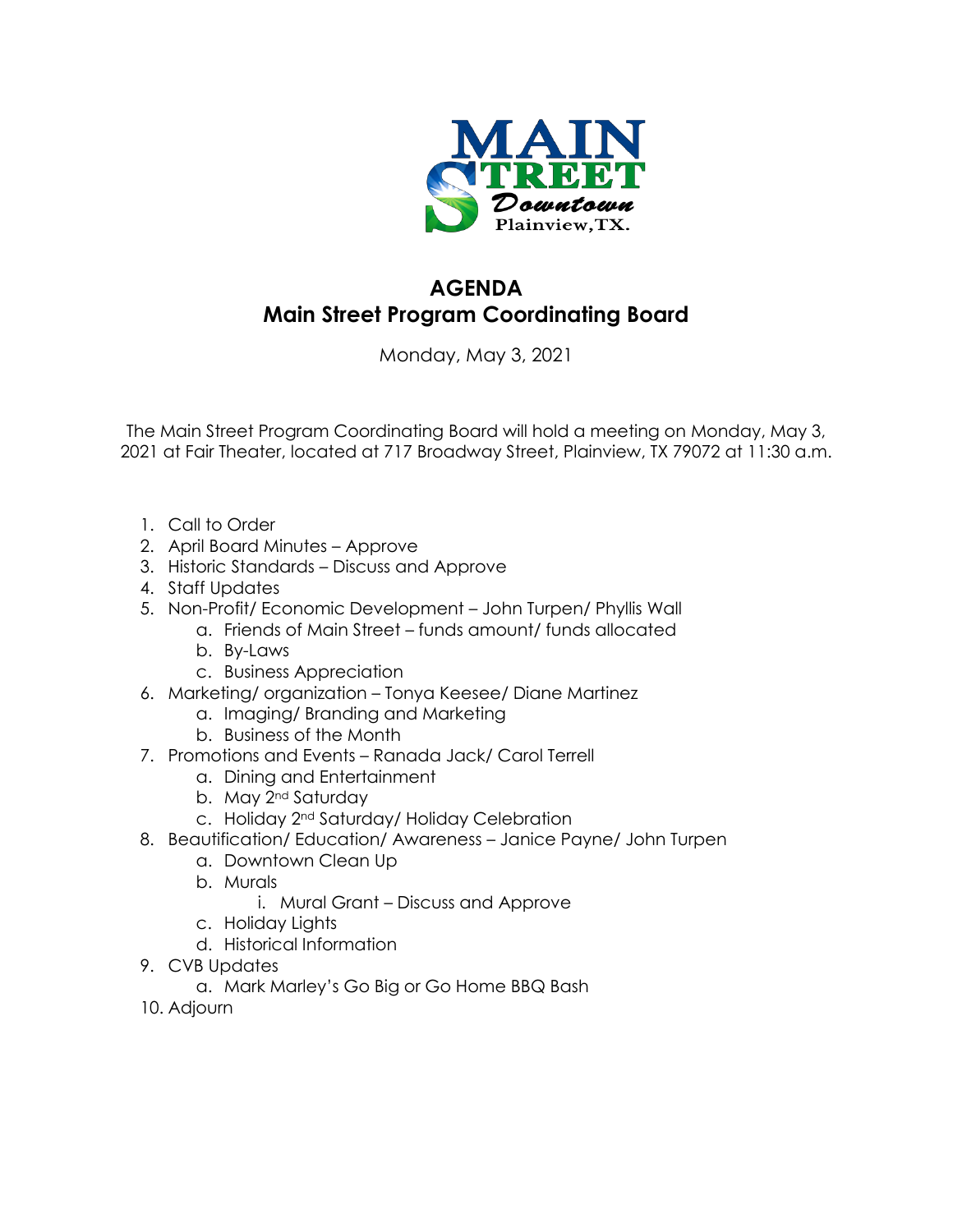# AGENDA
# Main Street Program Coordinating Board

Monday, May 3, 2021

The Main Street Program Coordinating Board will hold a meeting on Monday, May 3, 2021 at Fair Theater, located at 717 Broadway Street, Plainview, TX 79072 at 11:30 a.m.

1. Call to Order
2. April Board Minutes – Approve
3. Historic Standards – Discuss and Approve
4. Staff Updates
5. Non-Profit/ Economic Development – John Turpen/ Phyllis Wall
    a. Friends of Main Street – funds amount/ funds allocated
    b. By-Laws
    c. Business Appreciation
6. Marketing/ organization – Tonya Keesee/ Diane Martinez
    a. Imaging/ Branding and Marketing
    b. Business of the Month
7. Promotions and Events – Ranada Jack/ Carol Terrell
    a. Dining and Entertainment
    b. May 2nd Saturday
    c. Holiday 2nd Saturday/ Holiday Celebration
8. Beautification/ Education/ Awareness – Janice Payne/ John Turpen
    a. Downtown Clean Up
    b. Murals
        i. Mural Grant – Discuss and Approve
    c. Holiday Lights
    d. Historical Information
9. CVB Updates
    a. Mark Marley's Go Big or Go Home BBQ Bash
10. Adjourn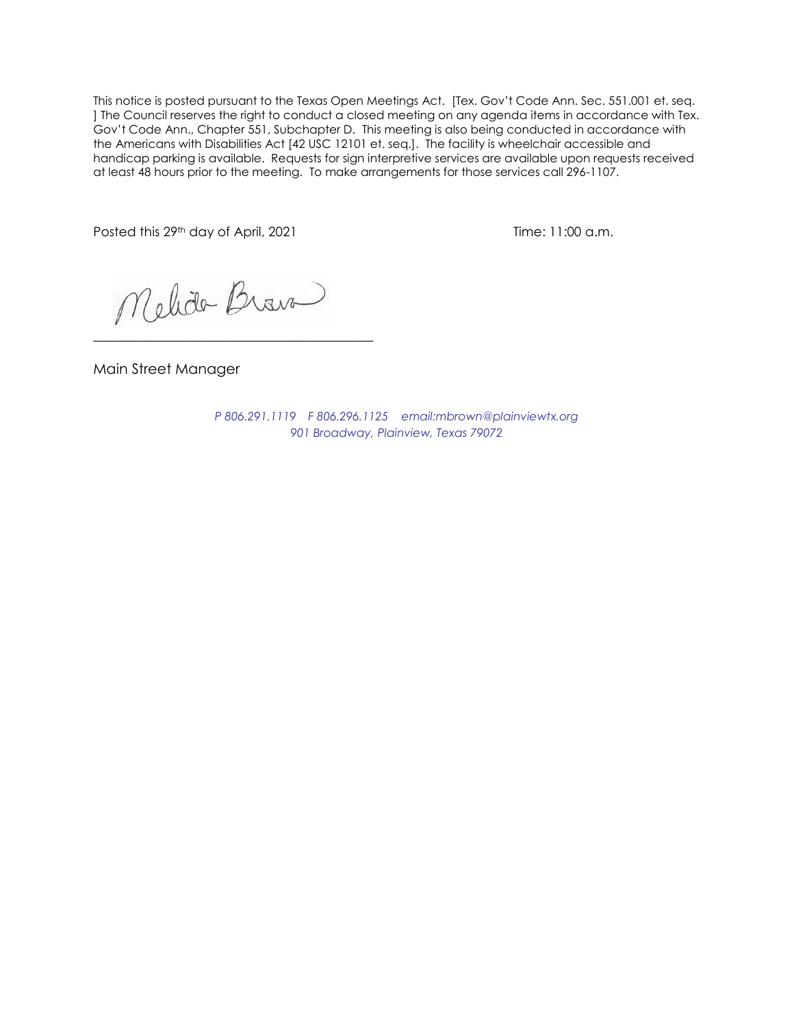This notice is posted pursuant to the Texas Open Meetings Act. [Tex. Gov't Code Ann. Sec. 551.001 et. seq. ] The Council reserves the right to conduct a closed meeting on any agenda items in accordance with Tex. Gov't Code Ann., Chapter 551, Subchapter D. This meeting is also being conducted in accordance with the Americans with Disabilities Act [42 USC 12101 et. seq.]. The facility is wheelchair accessible and handicap parking is available. Requests for sign interpretive services are available upon requests received at least 48 hours prior to the meeting. To make arrangements for those services call 296-1107.

Posted this 29th day of April, 2021 Time: 11:00 a.m.

Melida Brown

\_\_\_\_\_\_\_\_\_\_\_\_\_\_\_\_\_\_\_\_\_\_\_\_\_\_\_\_\_\_\_\_\_\_\_\_\_\_\_\_

Main Street Manager

*P 806.291.1119 F 806.296.1125 email:mbrown@plainviewtx.org*
*901 Broadway, Plainview, Texas 79072*